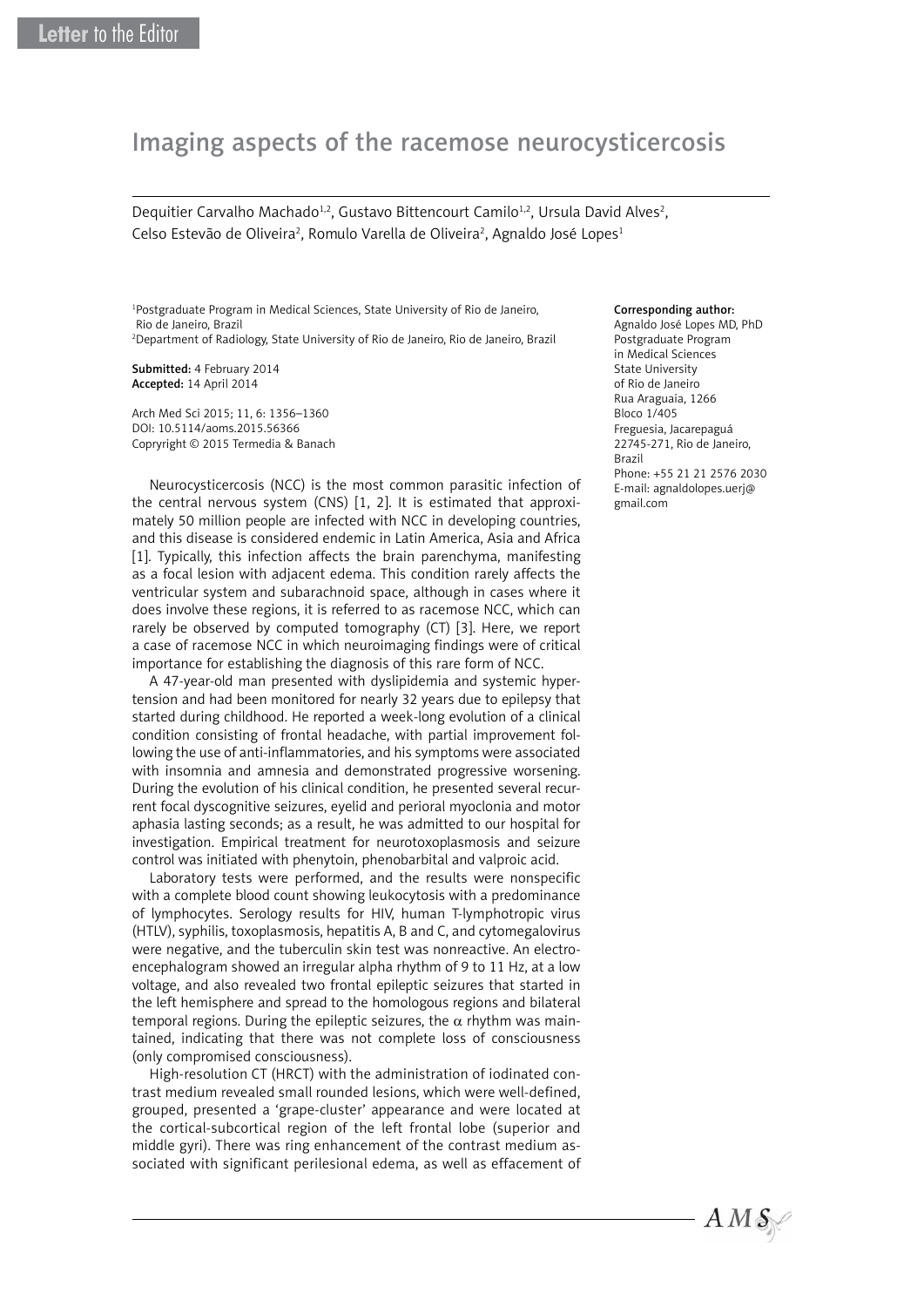Letter to the Editor

# Imaging aspects of the racemose neurocysticercosis

Dequitier Carvalho Machado[1,2], Gustavo Bittencourt Camilo[1,2], Ursula David Alves[2], Celso Estevão de Oliveira[2], Romulo Varella de Oliveira[2], Agnaldo José Lopes[1]

[1]Postgraduate Program in Medical Sciences, State University of Rio de Janeiro, Rio de Janeiro, Brazil
[2]Department of Radiology, State University of Rio de Janeiro, Rio de Janeiro, Brazil

**Submitted:** 4 February 2014
**Accepted:** 14 April 2014

Arch Med Sci 2015; 11, 6: 1356–1360
DOI: 10.5114/aoms.2015.56366
Copyright © 2015 Termedia & Banach

**Corresponding author:**
Agnaldo José Lopes MD, PhD
Postgraduate Program in Medical Sciences
State University of Rio de Janeiro
Rua Araguaia, 1266
Bloco 1/405
Freguesia, Jacarepaguá
22745-271, Rio de Janeiro, Brazil
Phone: +55 21 21 2576 2030
E-mail: agnaldolopes.uerj@gmail.com

Neurocysticercosis (NCC) is the most common parasitic infection of the central nervous system (CNS) [1, 2]. It is estimated that approximately 50 million people are infected with NCC in developing countries, and this disease is considered endemic in Latin America, Asia and Africa [1]. Typically, this infection affects the brain parenchyma, manifesting as a focal lesion with adjacent edema. This condition rarely affects the ventricular system and subarachnoid space, although in cases where it does involve these regions, it is referred to as racemose NCC, which can rarely be observed by computed tomography (CT) [3]. Here, we report a case of racemose NCC in which neuroimaging findings were of critical importance for establishing the diagnosis of this rare form of NCC.

A 47-year-old man presented with dyslipidemia and systemic hypertension and had been monitored for nearly 32 years due to epilepsy that started during childhood. He reported a week-long evolution of a clinical condition consisting of frontal headache, with partial improvement following the use of anti-inflammatories, and his symptoms were associated with insomnia and amnesia and demonstrated progressive worsening. During the evolution of his clinical condition, he presented several recurrent focal dyscognitive seizures, eyelid and perioral myoclonia and motor aphasia lasting seconds; as a result, he was admitted to our hospital for investigation. Empirical treatment for neurotoxoplasmosis and seizure control was initiated with phenytoin, phenobarbital and valproic acid.

Laboratory tests were performed, and the results were nonspecific with a complete blood count showing leukocytosis with a predominance of lymphocytes. Serology results for HIV, human T-lymphotropic virus (HTLV), syphilis, toxoplasmosis, hepatitis A, B and C, and cytomegalovirus were negative, and the tuberculin skin test was nonreactive. An electroencephalogram showed an irregular alpha rhythm of 9 to 11 Hz, at a low voltage, and also revealed two frontal epileptic seizures that started in the left hemisphere and spread to the homologous regions and bilateral temporal regions. During the epileptic seizures, the $\alpha$ rhythm was maintained, indicating that there was not complete loss of consciousness (only compromised consciousness).

High-resolution CT (HRCT) with the administration of iodinated contrast medium revealed small rounded lesions, which were well-defined, grouped, presented a 'grape-cluster' appearance and were located at the cortical-subcortical region of the left frontal lobe (superior and middle gyri). There was ring enhancement of the contrast medium associated with significant perilesional edema, as well as effacement of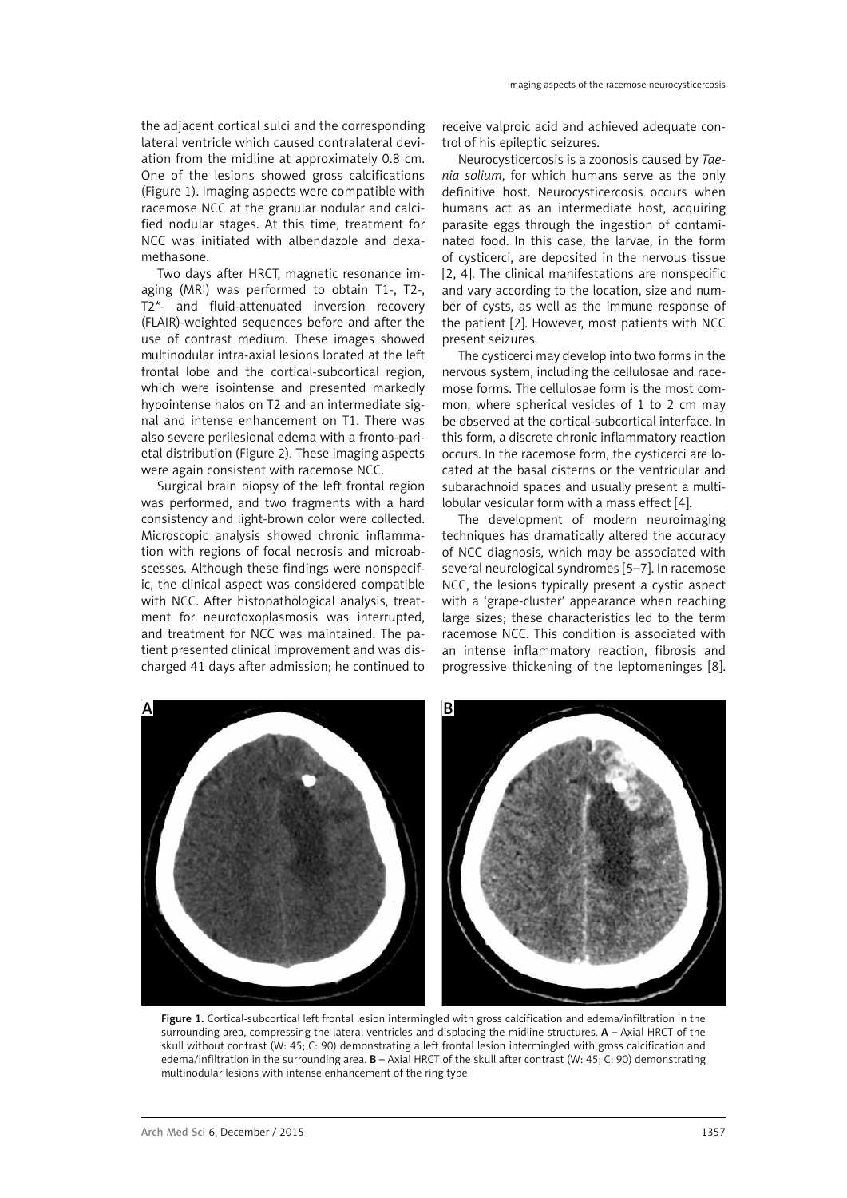the adjacent cortical sulci and the corresponding lateral ventricle which caused contralateral deviation from the midline at approximately 0.8 cm. One of the lesions showed gross calcifications (Figure 1). Imaging aspects were compatible with racemose NCC at the granular nodular and calcified nodular stages. At this time, treatment for NCC was initiated with albendazole and dexamethasone.

Two days after HRCT, magnetic resonance imaging (MRI) was performed to obtain T1-, T2-, T2*- and fluid-attenuated inversion recovery (FLAIR)-weighted sequences before and after the use of contrast medium. These images showed multinodular intra-axial lesions located at the left frontal lobe and the cortical-subcortical region, which were isointense and presented markedly hypointense halos on T2 and an intermediate signal and intense enhancement on T1. There was also severe perilesional edema with a fronto-parietal distribution (Figure 2). These imaging aspects were again consistent with racemose NCC.

Surgical brain biopsy of the left frontal region was performed, and two fragments with a hard consistency and light-brown color were collected. Microscopic analysis showed chronic inflammation with regions of focal necrosis and microabscesses. Although these findings were nonspecific, the clinical aspect was considered compatible with NCC. After histopathological analysis, treatment for neurotoxoplasmosis was interrupted, and treatment for NCC was maintained. The patient presented clinical improvement and was discharged 41 days after admission; he continued to receive valproic acid and achieved adequate control of his epileptic seizures.

Neurocysticercosis is a zoonosis caused by *Taenia solium*, for which humans serve as the only definitive host. Neurocysticercosis occurs when humans act as an intermediate host, acquiring parasite eggs through the ingestion of contaminated food. In this case, the larvae, in the form of cysticerci, are deposited in the nervous tissue [2, 4]. The clinical manifestations are nonspecific and vary according to the location, size and number of cysts, as well as the immune response of the patient [2]. However, most patients with NCC present seizures.

The cysticerci may develop into two forms in the nervous system, including the cellulosae and racemose forms. The cellulosae form is the most common, where spherical vesicles of 1 to 2 cm may be observed at the cortical-subcortical interface. In this form, a discrete chronic inflammatory reaction occurs. In the racemose form, the cysticerci are located at the basal cisterns or the ventricular and subarachnoid spaces and usually present a multilobular vesicular form with a mass effect [4].

The development of modern neuroimaging techniques has dramatically altered the accuracy of NCC diagnosis, which may be associated with several neurological syndromes [5–7]. In racemose NCC, the lesions typically present a cystic aspect with a 'grape-cluster' appearance when reaching large sizes; these characteristics led to the term racemose NCC. This condition is associated with an intense inflammatory reaction, fibrosis and progressive thickening of the leptomeninges [8].

**Figure 1.** Cortical-subcortical left frontal lesion intermingled with gross calcification and edema/infiltration in the surrounding area, compressing the lateral ventricles and displacing the midline structures. **A** – Axial HRCT of the skull without contrast (W: 45; C: 90) demonstrating a left frontal lesion intermingled with gross calcification and edema/infiltration in the surrounding area. **B** – Axial HRCT of the skull after contrast (W: 45; C: 90) demonstrating multinodular lesions with intense enhancement of the ring type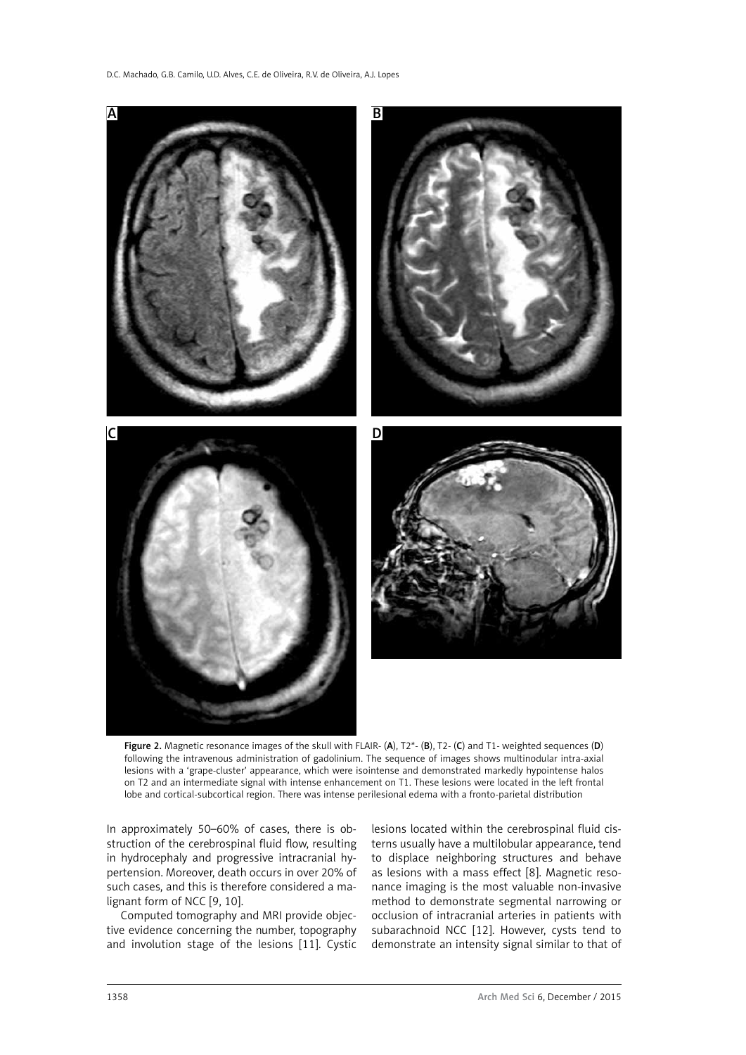Figure 2. Magnetic resonance images of the skull with FLAIR- (**A**), T2*- (**B**), T2- (**C**) and T1- weighted sequences (**D**) following the intravenous administration of gadolinium. The sequence of images shows multinodular intra-axial lesions with a 'grape-cluster' appearance, which were isointense and demonstrated markedly hypointense halos on T2 and an intermediate signal with intense enhancement on T1. These lesions were located in the left frontal lobe and cortical-subcortical region. There was intense perilesional edema with a fronto-parietal distribution

In approximately 50–60% of cases, there is obstruction of the cerebrospinal fluid flow, resulting in hydrocephaly and progressive intracranial hypertension. Moreover, death occurs in over 20% of such cases, and this is therefore considered a malignant form of NCC [9, 10].

Computed tomography and MRI provide objective evidence concerning the number, topography and involution stage of the lesions [11]. Cystic lesions located within the cerebrospinal fluid cisterns usually have a multilobular appearance, tend to displace neighboring structures and behave as lesions with a mass effect [8]. Magnetic resonance imaging is the most valuable non-invasive method to demonstrate segmental narrowing or occlusion of intracranial arteries in patients with subarachnoid NCC [12]. However, cysts tend to demonstrate an intensity signal similar to that of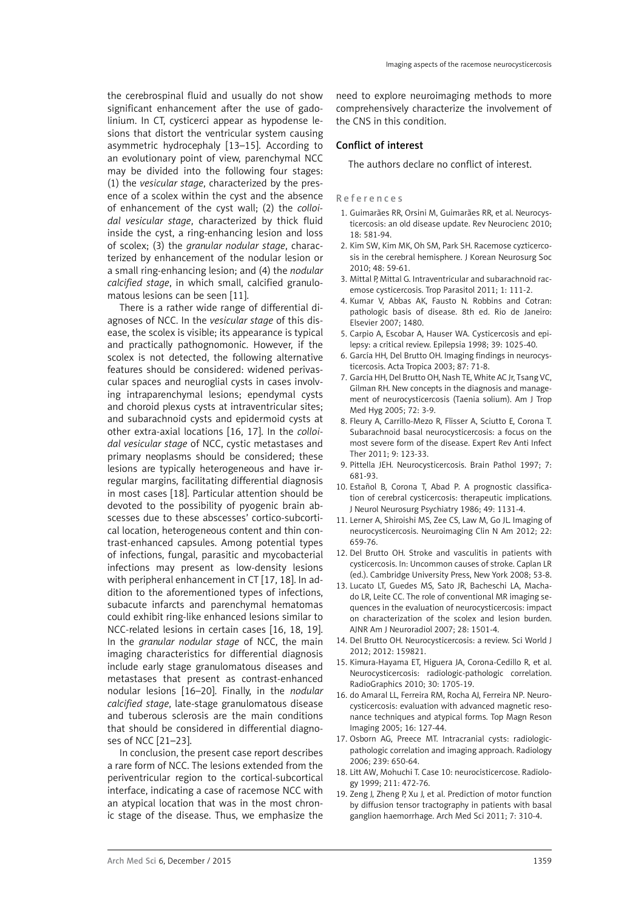the cerebrospinal fluid and usually do not show significant enhancement after the use of gadolinium. In CT, cysticerci appear as hypodense lesions that distort the ventricular system causing asymmetric hydrocephaly [13–15]. According to an evolutionary point of view, parenchymal NCC may be divided into the following four stages: (1) the *vesicular stage*, characterized by the presence of a scolex within the cyst and the absence of enhancement of the cyst wall; (2) the *colloidal vesicular stage*, characterized by thick fluid inside the cyst, a ring-enhancing lesion and loss of scolex; (3) the *granular nodular stage*, characterized by enhancement of the nodular lesion or a small ring-enhancing lesion; and (4) the *nodular calcified stage*, in which small, calcified granulomatous lesions can be seen [11].

There is a rather wide range of differential diagnoses of NCC. In the *vesicular stage* of this disease, the scolex is visible; its appearance is typical and practically pathognomonic. However, if the scolex is not detected, the following alternative features should be considered: widened perivascular spaces and neuroglial cysts in cases involving intraparenchymal lesions; ependymal cysts and choroid plexus cysts at intraventricular sites; and subarachnoid cysts and epidermoid cysts at other extra-axial locations [16, 17]. In the *colloidal vesicular stage* of NCC, cystic metastases and primary neoplasms should be considered; these lesions are typically heterogeneous and have irregular margins, facilitating differential diagnosis in most cases [18]. Particular attention should be devoted to the possibility of pyogenic brain abscesses due to these abscesses' cortico-subcortical location, heterogeneous content and thin contrast-enhanced capsules. Among potential types of infections, fungal, parasitic and mycobacterial infections may present as low-density lesions with peripheral enhancement in CT [17, 18]. In addition to the aforementioned types of infections, subacute infarcts and parenchymal hematomas could exhibit ring-like enhanced lesions similar to NCC-related lesions in certain cases [16, 18, 19]. In the *granular nodular stage* of NCC, the main imaging characteristics for differential diagnosis include early stage granulomatous diseases and metastases that present as contrast-enhanced nodular lesions [16–20]. Finally, in the *nodular calcified stage*, late-stage granulomatous disease and tuberous sclerosis are the main conditions that should be considered in differential diagnoses of NCC [21–23].

In conclusion, the present case report describes a rare form of NCC. The lesions extended from the periventricular region to the cortical-subcortical interface, indicating a case of racemose NCC with an atypical location that was in the most chronic stage of the disease. Thus, we emphasize the need to explore neuroimaging methods to more comprehensively characterize the involvement of the CNS in this condition.

## Conflict of interest

The authors declare no conflict of interest.

## References

1. Guimarães RR, Orsini M, Guimarães RR, et al. Neurocysticercosis: an old disease update. Rev Neurocienc 2010; 18: 581-94.
2. Kim SW, Kim MK, Oh SM, Park SH. Racemose cyzticercosis in the cerebral hemisphere. J Korean Neurosurg Soc 2010; 48: 59-61.
3. Mittal P, Mittal G. Intraventricular and subarachnoid racemose cysticercosis. Trop Parasitol 2011; 1: 111-2.
4. Kumar V, Abbas AK, Fausto N. Robbins and Cotran: pathologic basis of disease. 8th ed. Rio de Janeiro: Elsevier 2007; 1480.
5. Carpio A, Escobar A, Hauser WA. Cysticercosis and epilepsy: a critical review. Epilepsia 1998; 39: 1025-40.
6. García HH, Del Brutto OH. Imaging findings in neurocysticercosis. Acta Tropica 2003; 87: 71-8.
7. García HH, Del Brutto OH, Nash TE, White AC Jr, Tsang VC, Gilman RH. New concepts in the diagnosis and management of neurocysticercosis (Taenia solium). Am J Trop Med Hyg 2005; 72: 3-9.
8. Fleury A, Carrillo-Mezo R, Flisser A, Sciutto E, Corona T. Subarachnoid basal neurocysticercosis: a focus on the most severe form of the disease. Expert Rev Anti Infect Ther 2011; 9: 123-33.
9. Pittella JEH. Neurocysticercosis. Brain Pathol 1997; 7: 681-93.
10. Estañol B, Corona T, Abad P. A prognostic classification of cerebral cysticercosis: therapeutic implications. J Neurol Neurosurg Psychiatry 1986; 49: 1131-4.
11. Lerner A, Shiroishi MS, Zee CS, Law M, Go JL. Imaging of neurocysticercosis. Neuroimaging Clin N Am 2012; 22: 659-76.
12. Del Brutto OH. Stroke and vasculitis in patients with cysticercosis. In: Uncommon causes of stroke. Caplan LR (ed.). Cambridge University Press, New York 2008; 53-8.
13. Lucato LT, Guedes MS, Sato JR, Bacheschi LA, Machado LR, Leite CC. The role of conventional MR imaging sequences in the evaluation of neurocysticercosis: impact on characterization of the scolex and lesion burden. AJNR Am J Neuroradiol 2007; 28: 1501-4.
14. Del Brutto OH. Neurocysticercosis: a review. Sci World J 2012; 2012: 159821.
15. Kimura-Hayama ET, Higuera JA, Corona-Cedillo R, et al. Neurocysticercosis: radiologic-pathologic correlation. RadioGraphics 2010; 30: 1705-19.
16. do Amaral LL, Ferreira RM, Rocha AJ, Ferreira NP. Neurocysticercosis: evaluation with advanced magnetic resonance techniques and atypical forms. Top Magn Reson Imaging 2005; 16: 127-44.
17. Osborn AG, Preece MT. Intracranial cysts: radiologic-pathologic correlation and imaging approach. Radiology 2006; 239: 650-64.
18. Litt AW, Mohuchi T. Case 10: neurocisticercose. Radiology 1999; 211: 472-76.
19. Zeng J, Zheng P, Xu J, et al. Prediction of motor function by diffusion tensor tractography in patients with basal ganglion haemorrhage. Arch Med Sci 2011; 7: 310-4.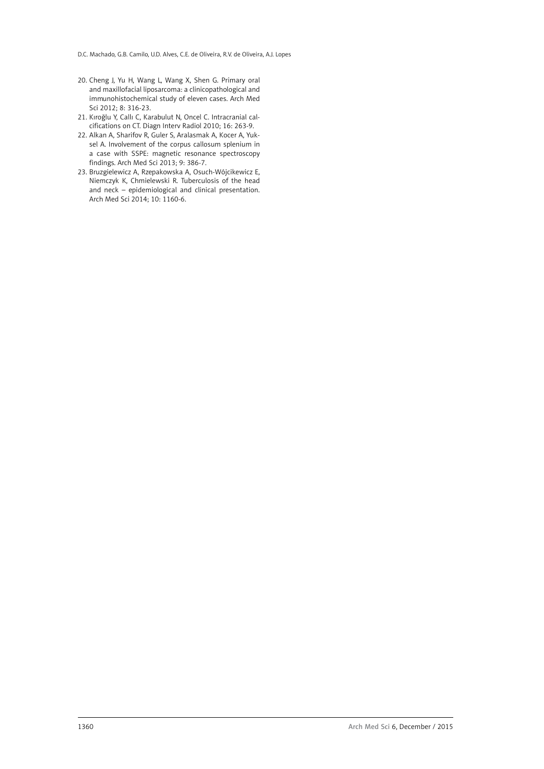20. Cheng J, Yu H, Wang L, Wang X, Shen G. Primary oral and maxillofacial liposarcoma: a clinicopathological and immunohistochemical study of eleven cases. Arch Med Sci 2012; 8: 316-23.
21. Kıroğlu Y, Callı C, Karabulut N, Oncel C. Intracranial calcifications on CT. Diagn Interv Radiol 2010; 16: 263-9.
22. Alkan A, Sharifov R, Guler S, Aralasmak A, Kocer A, Yuksel A. Involvement of the corpus callosum splenium in a case with SSPE: magnetic resonance spectroscopy findings. Arch Med Sci 2013; 9: 386-7.
23. Bruzgielewicz A, Rzepakowska A, Osuch-Wójcikewicz E, Niemczyk K, Chmielewski R. Tuberculosis of the head and neck – epidemiological and clinical presentation. Arch Med Sci 2014; 10: 1160-6.